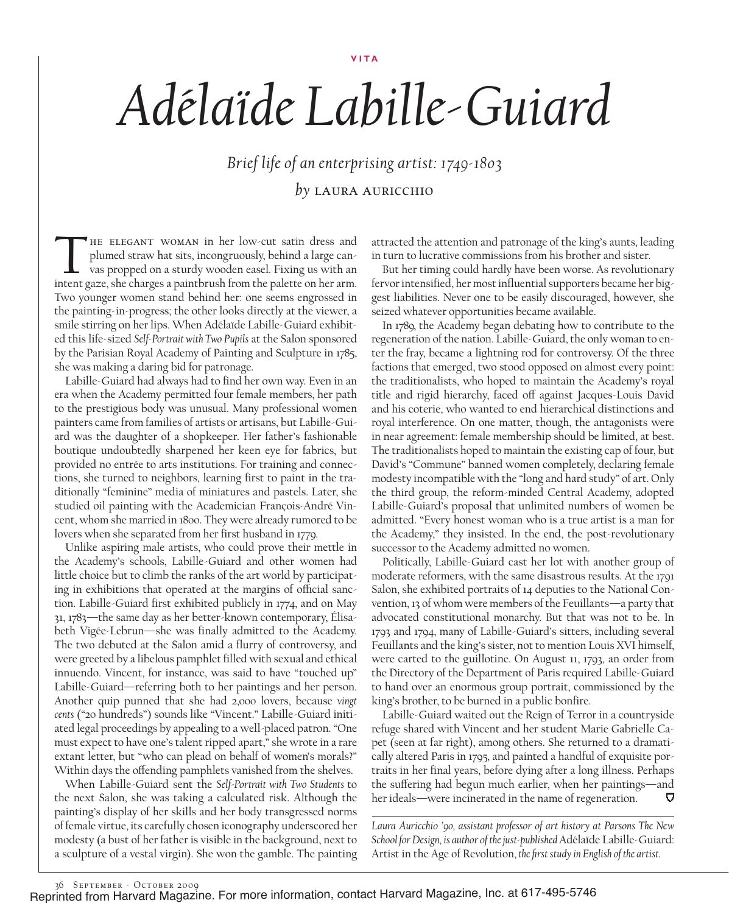VITA

# Adélaïde Labille-Guiard

*Brief life of an enterprising artist: 1749-1803*

*by* LAURA AURICCHIO

The elegant woman in her low-cut satin dress and plumed straw hat sits, incongruously, behind a large canvas propped on a sturdy wooden easel. Fixing us with an intent gaze, she charges a paintbrush from the palette on her arm. Two younger women stand behind her: one seems engrossed in the painting-in-progress; the other looks directly at the viewer, a smile stirring on her lips. When Adélaïde Labille-Guiard exhibited this life-sized *Self-Portrait with Two Pupils* at the Salon sponsored by the Parisian Royal Academy of Painting and Sculpture in 1785, she was making a daring bid for patronage.

Labille-Guiard had always had to find her own way. Even in an era when the Academy permitted four female members, her path to the prestigious body was unusual. Many professional women painters came from families of artists or artisans, but Labille-Guiard was the daughter of a shopkeeper. Her father's fashionable boutique undoubtedly sharpened her keen eye for fabrics, but provided no entrée to arts institutions. For training and connections, she turned to neighbors, learning first to paint in the traditionally "feminine" media of miniatures and pastels. Later, she studied oil painting with the Academician François-André Vincent, whom she married in 1800. They were already rumored to be lovers when she separated from her first husband in 1779.

Unlike aspiring male artists, who could prove their mettle in the Academy's schools, Labille-Guiard and other women had little choice but to climb the ranks of the art world by participating in exhibitions that operated at the margins of official sanction. Labille-Guiard first exhibited publicly in 1774, and on May 31, 1783—the same day as her better-known contemporary, Élisabeth Vigée-Lebrun—she was finally admitted to the Academy. The two debuted at the Salon amid a flurry of controversy, and were greeted by a libelous pamphlet filled with sexual and ethical innuendo. Vincent, for instance, was said to have "touched up" Labille-Guiard—referring both to her paintings and her person. Another quip punned that she had 2,000 lovers, because *vingt cents* ("20 hundreds") sounds like "Vincent." Labille-Guiard initiated legal proceedings by appealing to a well-placed patron. "One must expect to have one's talent ripped apart," she wrote in a rare extant letter, but "who can plead on behalf of women's morals?" Within days the offending pamphlets vanished from the shelves.

When Labille-Guiard sent the *Self-Portrait with Two Students* to the next Salon, she was taking a calculated risk. Although the painting's display of her skills and her body transgressed norms of female virtue, its carefully chosen iconography underscored her modesty (a bust of her father is visible in the background, next to a sculpture of a vestal virgin). She won the gamble. The painting attracted the attention and patronage of the king's aunts, leading in turn to lucrative commissions from his brother and sister.

But her timing could hardly have been worse. As revolutionary fervor intensified, her most influential supporters became her biggest liabilities. Never one to be easily discouraged, however, she seized whatever opportunities became available.

In 1789, the Academy began debating how to contribute to the regeneration of the nation. Labille-Guiard, the only woman to enter the fray, became a lightning rod for controversy. Of the three factions that emerged, two stood opposed on almost every point: the traditionalists, who hoped to maintain the Academy's royal title and rigid hierarchy, faced off against Jacques-Louis David and his coterie, who wanted to end hierarchical distinctions and royal interference. On one matter, though, the antagonists were in near agreement: female membership should be limited, at best. The traditionalists hoped to maintain the existing cap of four, but David's "Commune" banned women completely, declaring female modesty incompatible with the "long and hard study" of art. Only the third group, the reform-minded Central Academy, adopted Labille-Guiard's proposal that unlimited numbers of women be admitted. "Every honest woman who is a true artist is a man for the Academy," they insisted. In the end, the post-revolutionary successor to the Academy admitted no women.

Politically, Labille-Guiard cast her lot with another group of moderate reformers, with the same disastrous results. At the 1791 Salon, she exhibited portraits of 14 deputies to the National Convention, 13 of whom were members of the Feuillants—a party that advocated constitutional monarchy. But that was not to be. In 1793 and 1794, many of Labille-Guiard's sitters, including several Feuillants and the king's sister, not to mention Louis XVI himself, were carted to the guillotine. On August 11, 1793, an order from the Directory of the Department of Paris required Labille-Guiard to hand over an enormous group portrait, commissioned by the king's brother, to be burned in a public bonfire.

Labille-Guiard waited out the Reign of Terror in a countryside refuge shared with Vincent and her student Marie Gabrielle Capet (seen at far right), among others. She returned to a dramatically altered Paris in 1795, and painted a handful of exquisite portraits in her final years, before dying after a long illness. Perhaps the suffering had begun much earlier, when her paintings—and her ideals—were incinerated in the name of regeneration.

*Laura Auricchio '90, assistant professor of art history at Parsons The New School for Design, is author of the just-published* Adélaïde Labille-Guiard: Artist in the Age of Revolution, *the first study in English of the artist.*

Reprinted from Harvard Magazine. For more information, contact Harvard Magazine, Inc. at 617-495-5746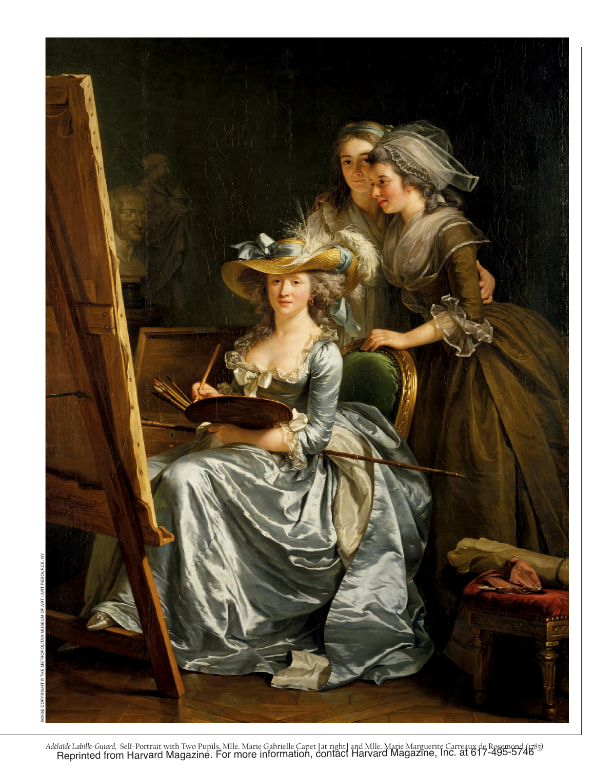*Adélaïde Labille-Guiard,* Self-Portrait with Two Pupils, Mlle. Marie Gabrielle Capet [at right] and Mlle. Marie Marguerite Carreaux de Rosemond (1785)

IMAGE COPYRIGHT © THE METROPOLITAN MUSEUM OF ART / ART RESOURCE, NY

Reprinted from Harvard Magazine. For more information, contact Harvard Magazine, Inc. at 617-495-5746